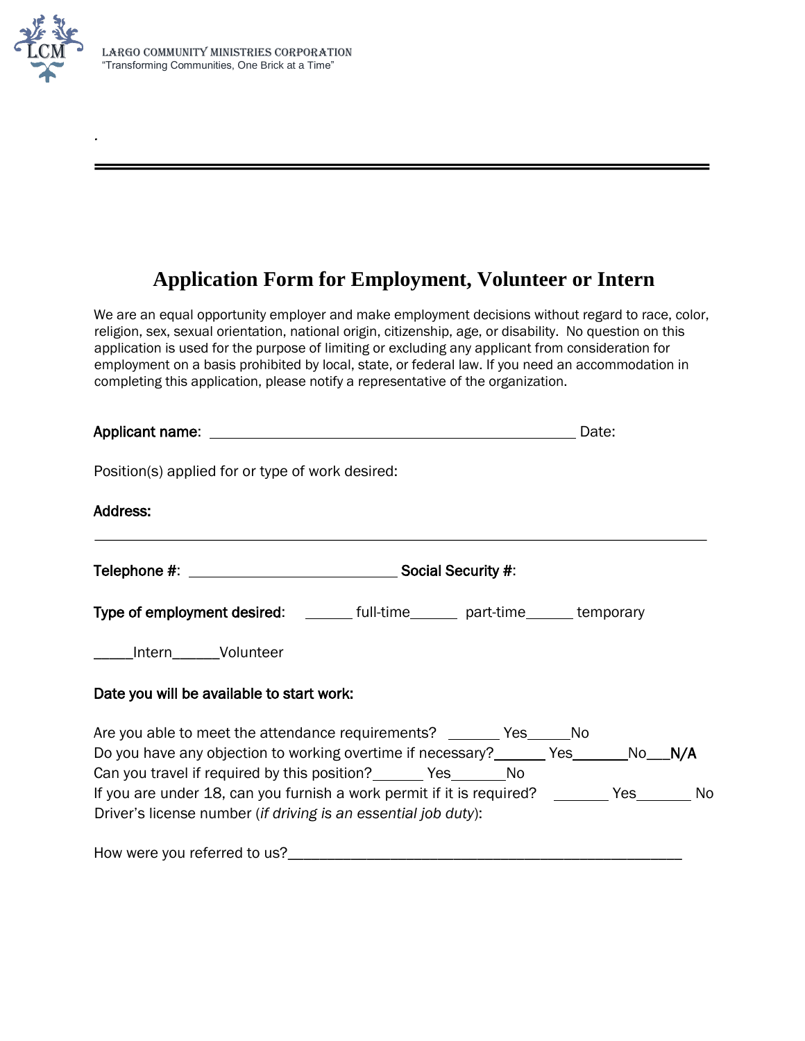LARGO COMMUNITY MINISTRIES CORPORATION
"Transforming Communities, One Brick at a Time"

.

# Application Form for Employment, Volunteer or Intern

We are an equal opportunity employer and make employment decisions without regard to race, color, religion, sex, sexual orientation, national origin, citizenship, age, or disability. No question on this application is used for the purpose of limiting or excluding any applicant from consideration for employment on a basis prohibited by local, state, or federal law. If you need an accommodation in completing this application, please notify a representative of the organization.

**Applicant name**: _______________________________________________ Date:

Position(s) applied for or type of work desired:

**Address:**

_____________________________________________________________________________

**Telephone #**: ___________________________ **Social Security #**:

**Type of employment desired**: ______ full-time______ part-time______ temporary

_____Intern______Volunteer

**Date you will be available to start work:**

Are you able to meet the attendance requirements? ______ Yes_____No
Do you have any objection to working overtime if necessary?______ Yes_______No___**N/A**
Can you travel if required by this position?______ Yes_______No
If you are under 18, can you furnish a work permit if it is required? _______ Yes_______ No
Driver's license number (*if driving is an essential job duty*):

How were you referred to us?_____________________________________________________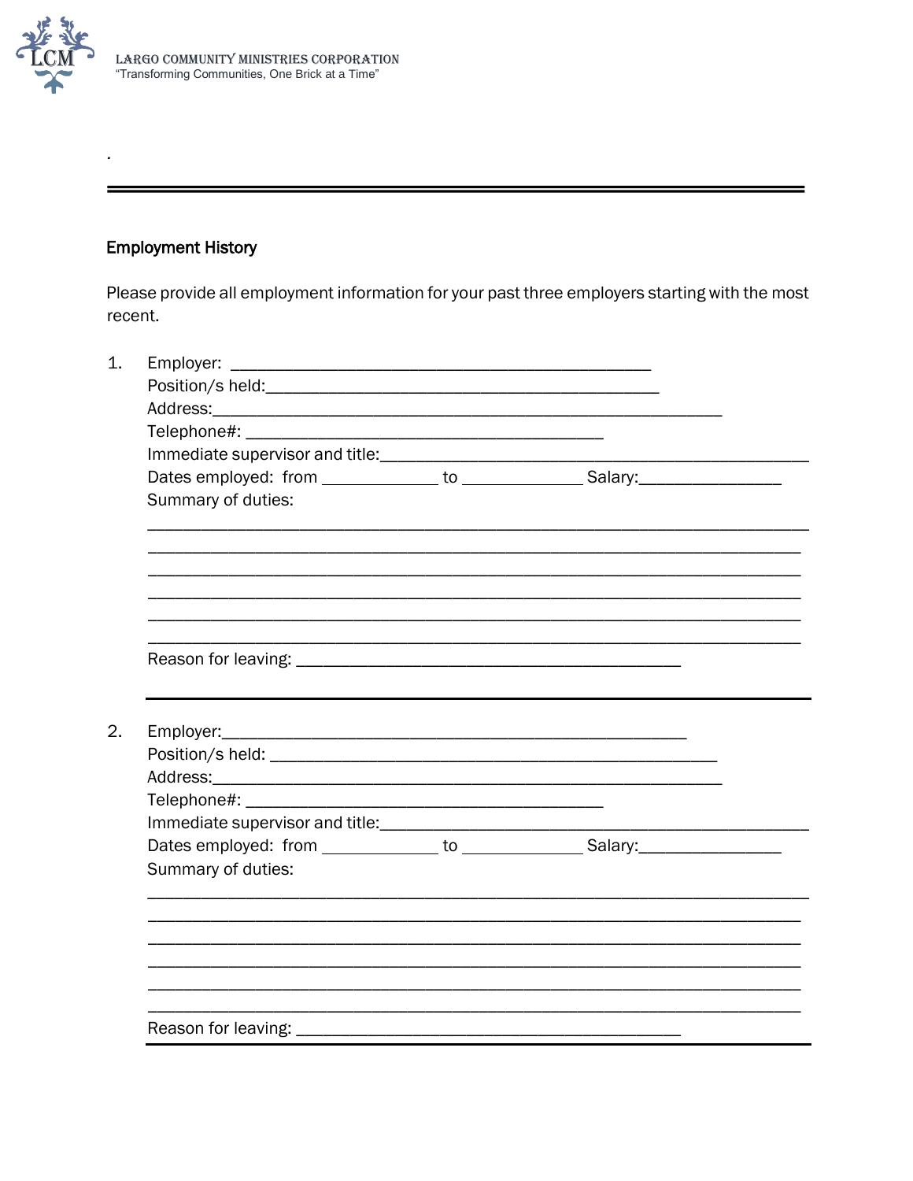## Employment History

Please provide all employment information for your past three employers starting with the most recent.

1. Employer: ______________________________________________
   Position/s held:___________________________________________
   Address:________________________________________________________
   Telephone#: _______________________________________
   Immediate supervisor and title:_____________________________________________
   Dates employed: from _____________ to _____________ Salary:_______________
   Summary of duties:
   ___________________________________________________________________________
   ___________________________________________________________________________
   ___________________________________________________________________________
   ___________________________________________________________________________
   ___________________________________________________________________________
   ___________________________________________________________________________
   Reason for leaving: ___________________________________________

---

2. Employer:_____________________________________________________
   Position/s held: ________________________________________________
   Address:________________________________________________________
   Telephone#: _______________________________________
   Immediate supervisor and title:_____________________________________________
   Dates employed: from _____________ to _____________ Salary:_______________
   Summary of duties:
   ___________________________________________________________________________
   ___________________________________________________________________________
   ___________________________________________________________________________
   ___________________________________________________________________________
   ___________________________________________________________________________
   ___________________________________________________________________________
   Reason for leaving: ___________________________________________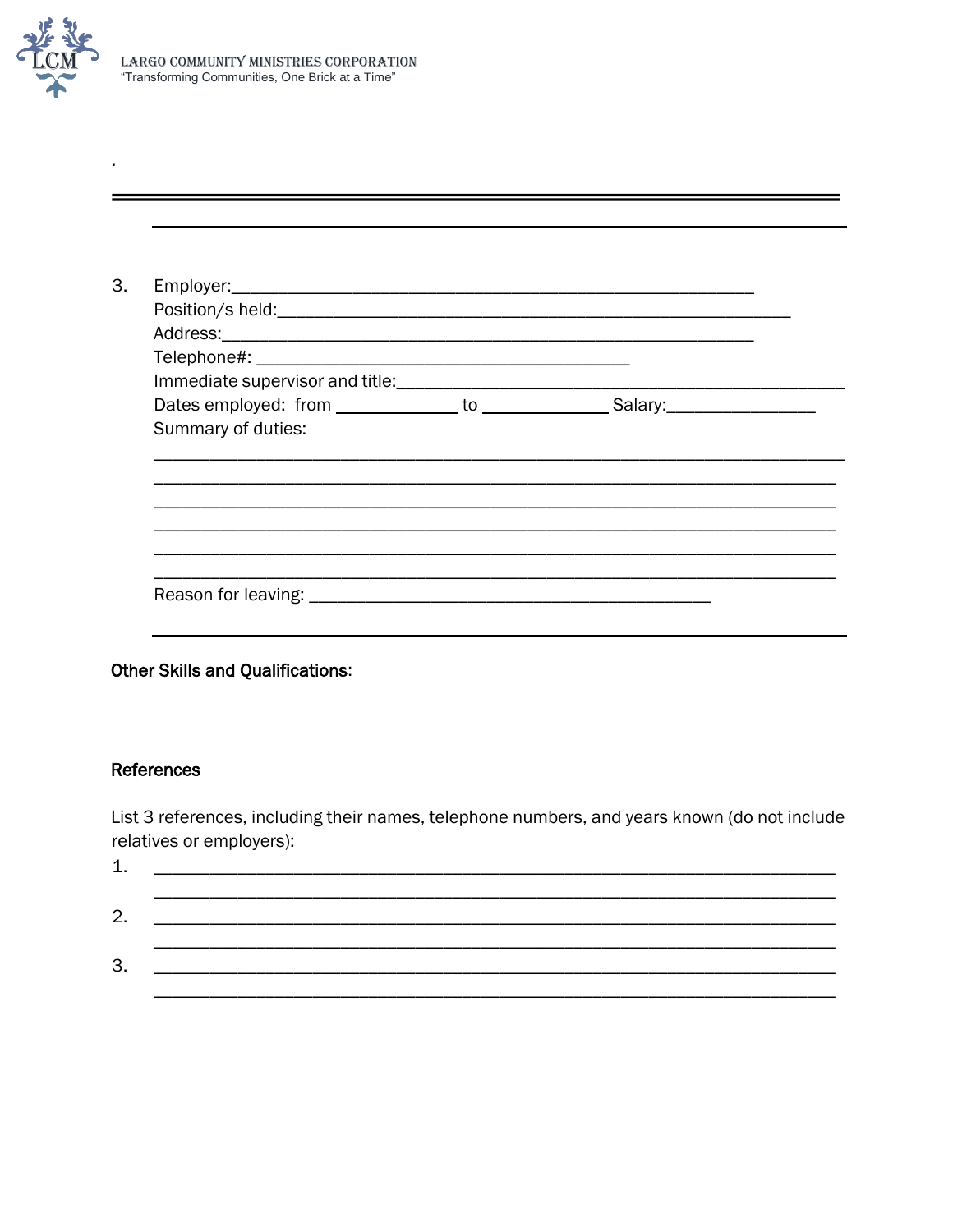.

3. Employer:_______________________________________________________

   Position/s held:_______________________________________________________

   Address:_______________________________________________________

   Telephone#: ________________________________________

   Immediate supervisor and title:_______________________________________________

   Dates employed: from ____________ to ____________ Salary:_______________

   Summary of duties:

   _______________________________________________________________________

   _______________________________________________________________________

   _______________________________________________________________________

   _______________________________________________________________________

   _______________________________________________________________________

   _______________________________________________________________________

   Reason for leaving: __________________________________________

**Other Skills and Qualifications**:

**References**

List 3 references, including their names, telephone numbers, and years known (do not include relatives or employers):

1. _______________________________________________________________________

   _______________________________________________________________________

2. _______________________________________________________________________

   _______________________________________________________________________

3. _______________________________________________________________________

   _______________________________________________________________________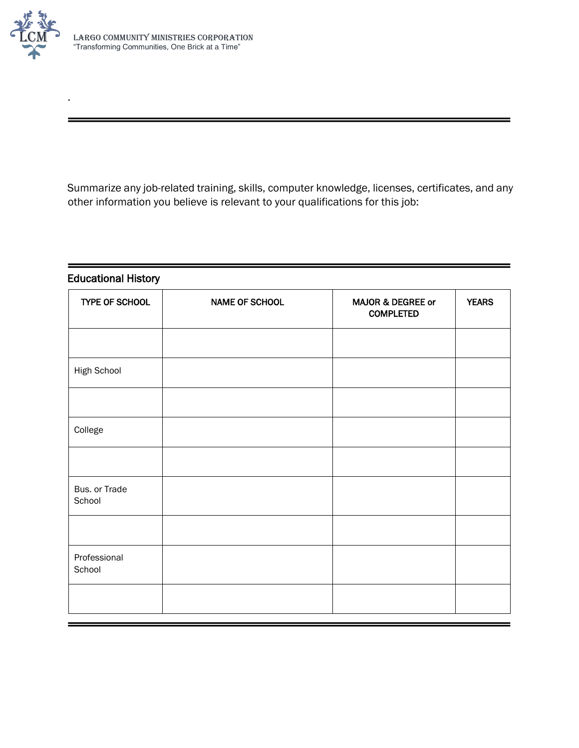LARGO COMMUNITY MINISTRIES CORPORATION
"Transforming Communities, One Brick at a Time"

.

Summarize any job-related training, skills, computer knowledge, licenses, certificates, and any other information you believe is relevant to your qualifications for this job:

## Educational History

| TYPE OF SCHOOL | NAME OF SCHOOL | MAJOR & DEGREE or COMPLETED | YEARS |
| --- | --- | --- | --- |
| | | | |
| High School | | | |
| | | | |
| College | | | |
| | | | |
| Bus. or Trade School | | | |
| | | | |
| Professional School | | | |
| | | | |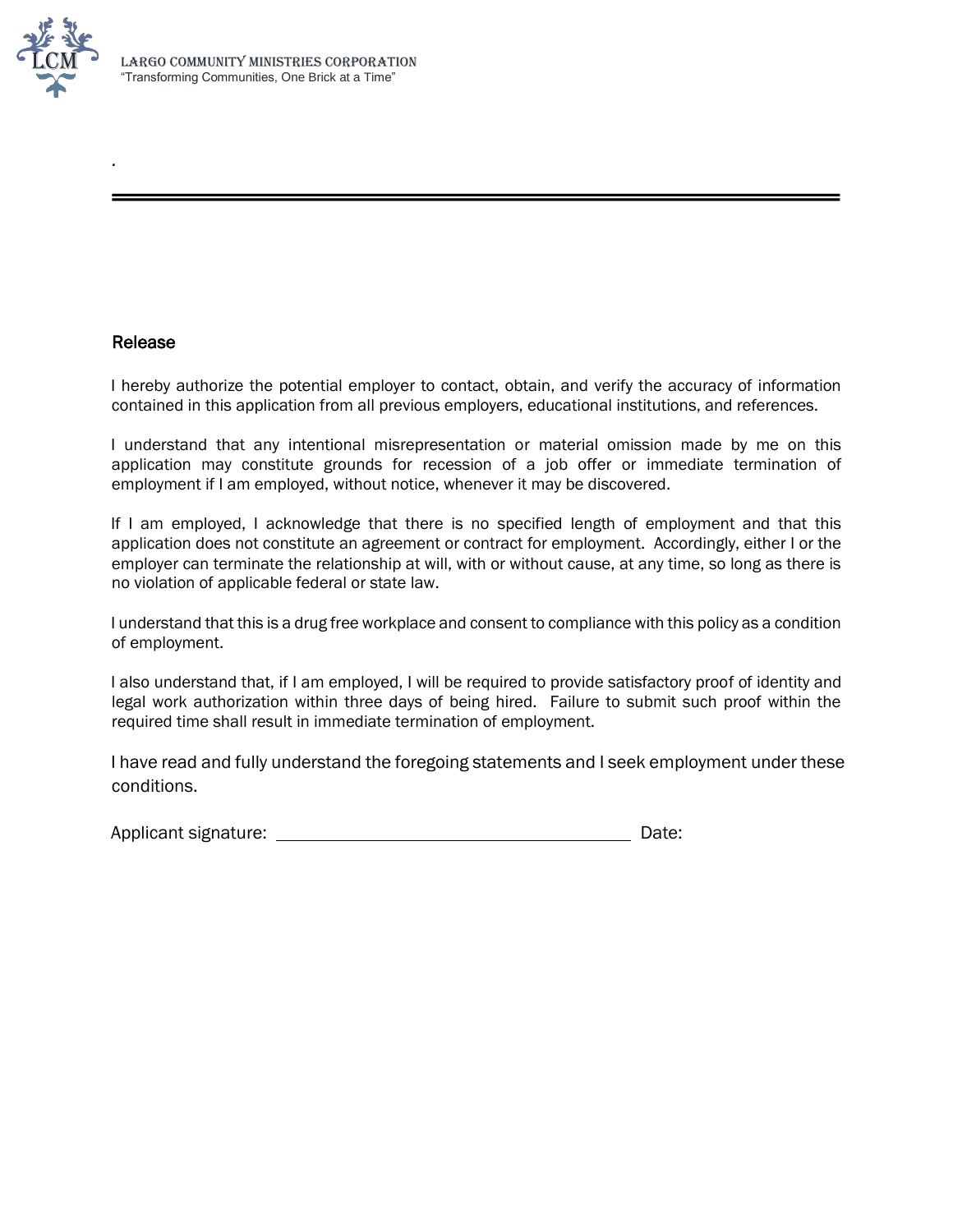LARGO COMMUNITY MINISTRIES CORPORATION
"Transforming Communities, One Brick at a Time"

.

---

## Release

I hereby authorize the potential employer to contact, obtain, and verify the accuracy of information contained in this application from all previous employers, educational institutions, and references.

I understand that any intentional misrepresentation or material omission made by me on this application may constitute grounds for recession of a job offer or immediate termination of employment if I am employed, without notice, whenever it may be discovered.

If I am employed, I acknowledge that there is no specified length of employment and that this application does not constitute an agreement or contract for employment. Accordingly, either I or the employer can terminate the relationship at will, with or without cause, at any time, so long as there is no violation of applicable federal or state law.

I understand that this is a drug free workplace and consent to compliance with this policy as a condition of employment.

I also understand that, if I am employed, I will be required to provide satisfactory proof of identity and legal work authorization within three days of being hired. Failure to submit such proof within the required time shall result in immediate termination of employment.

I have read and fully understand the foregoing statements and I seek employment under these conditions.

Applicant signature: ______________________________ Date: